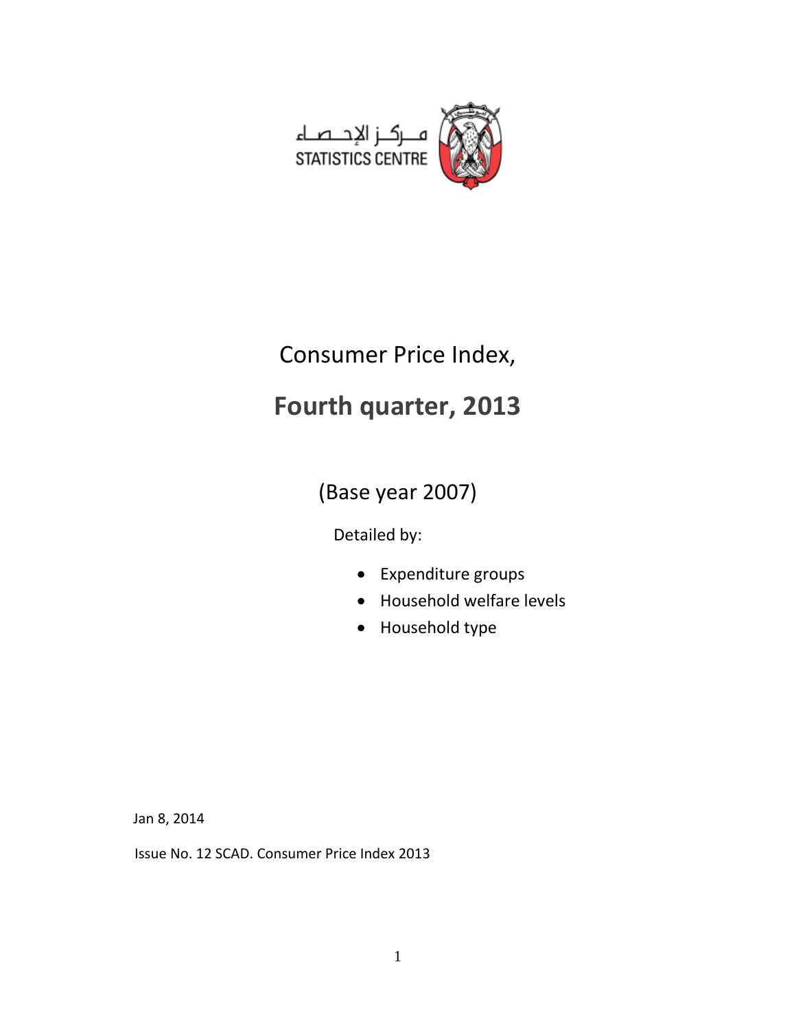مـركـز الإحـصـاء
STATISTICS CENTRE

# Consumer Price Index,

# Fourth quarter, 2013

## (Base year 2007)

Detailed by:

- Expenditure groups
- Household welfare levels
- Household type

Jan 8, 2014

Issue No. 12 SCAD. Consumer Price Index 2013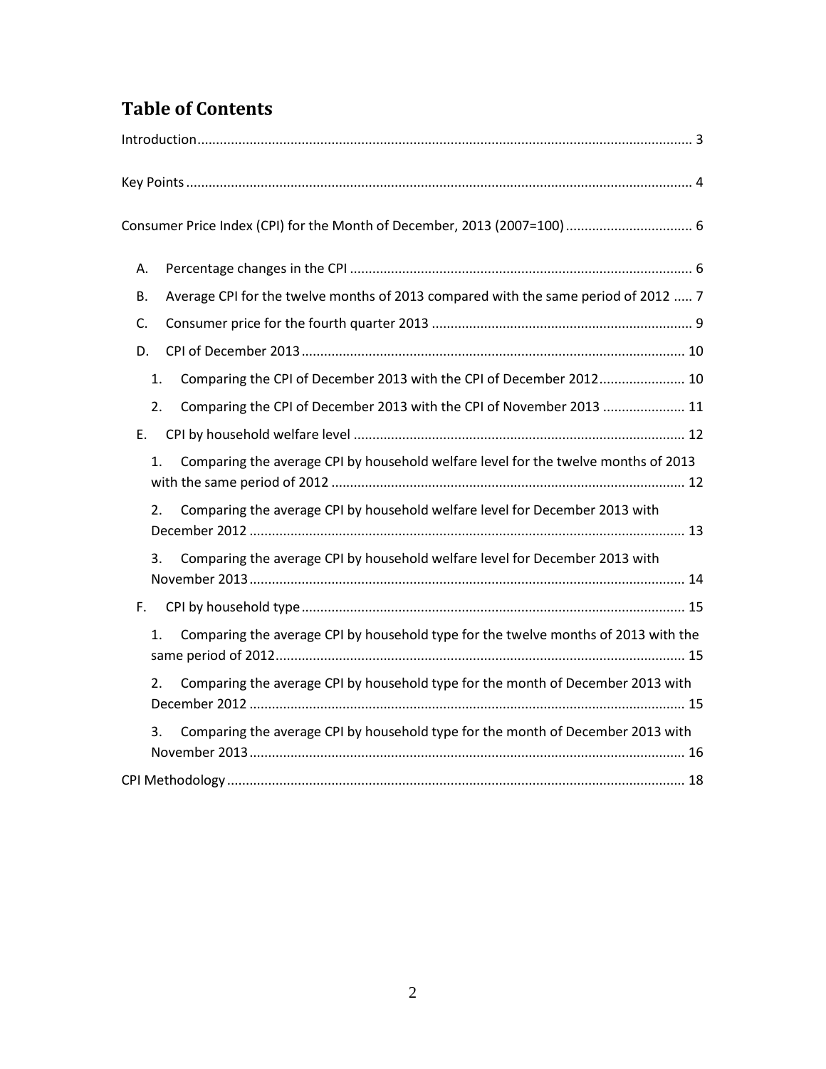# Table of Contents

Introduction .................................................................................................................. 3

Key Points ..................................................................................................................... 4

Consumer Price Index (CPI) for the Month of December, 2013 (2007=100) ................................. 6

- A. Percentage changes in the CPI .......................................................................................... 6
- B. Average CPI for the twelve months of 2013 compared with the same period of 2012 ..... 7
- C. Consumer price for the fourth quarter 2013 ..................................................................... 9
- D. CPI of December 2013 ..................................................................................................... 10
  - 1. Comparing the CPI of December 2013 with the CPI of December 2012 ...................... 10
  - 2. Comparing the CPI of December 2013 with the CPI of November 2013 ...................... 11
- E. CPI by household welfare level ........................................................................................ 12
  - 1. Comparing the average CPI by household welfare level for the twelve months of 2013 with the same period of 2012 .............................................................................................. 12
  - 2. Comparing the average CPI by household welfare level for December 2013 with December 2012 .................................................................................................................... 13
  - 3. Comparing the average CPI by household welfare level for December 2013 with November 2013 .................................................................................................................... 14
- F. CPI by household type ...................................................................................................... 15
  - 1. Comparing the average CPI by household type for the twelve months of 2013 with the same period of 2012 ............................................................................................................. 15
  - 2. Comparing the average CPI by household type for the month of December 2013 with December 2012 .................................................................................................................... 15
  - 3. Comparing the average CPI by household type for the month of December 2013 with November 2013 .................................................................................................................... 16

CPI Methodology ......................................................................................................................... 18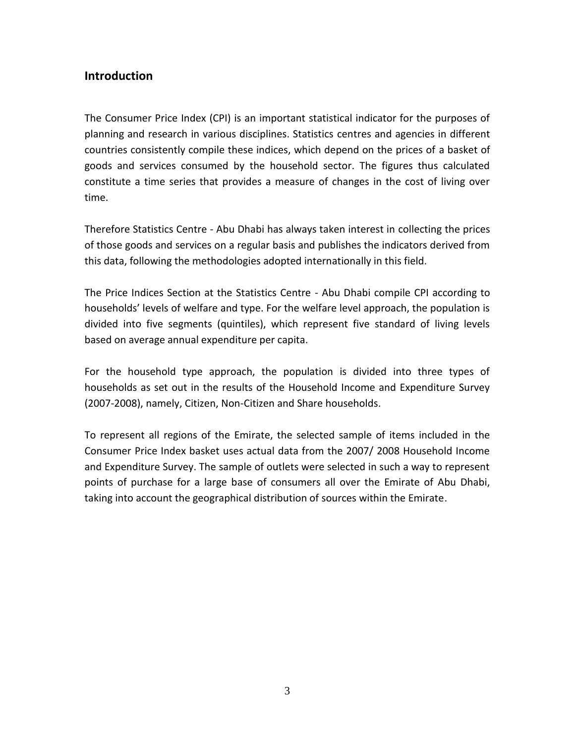## Introduction

The Consumer Price Index (CPI) is an important statistical indicator for the purposes of planning and research in various disciplines. Statistics centres and agencies in different countries consistently compile these indices, which depend on the prices of a basket of goods and services consumed by the household sector. The figures thus calculated constitute a time series that provides a measure of changes in the cost of living over time.

Therefore Statistics Centre - Abu Dhabi has always taken interest in collecting the prices of those goods and services on a regular basis and publishes the indicators derived from this data, following the methodologies adopted internationally in this field.

The Price Indices Section at the Statistics Centre - Abu Dhabi compile CPI according to households' levels of welfare and type. For the welfare level approach, the population is divided into five segments (quintiles), which represent five standard of living levels based on average annual expenditure per capita.

For the household type approach, the population is divided into three types of households as set out in the results of the Household Income and Expenditure Survey (2007-2008), namely, Citizen, Non-Citizen and Share households.

To represent all regions of the Emirate, the selected sample of items included in the Consumer Price Index basket uses actual data from the 2007/ 2008 Household Income and Expenditure Survey. The sample of outlets were selected in such a way to represent points of purchase for a large base of consumers all over the Emirate of Abu Dhabi, taking into account the geographical distribution of sources within the Emirate.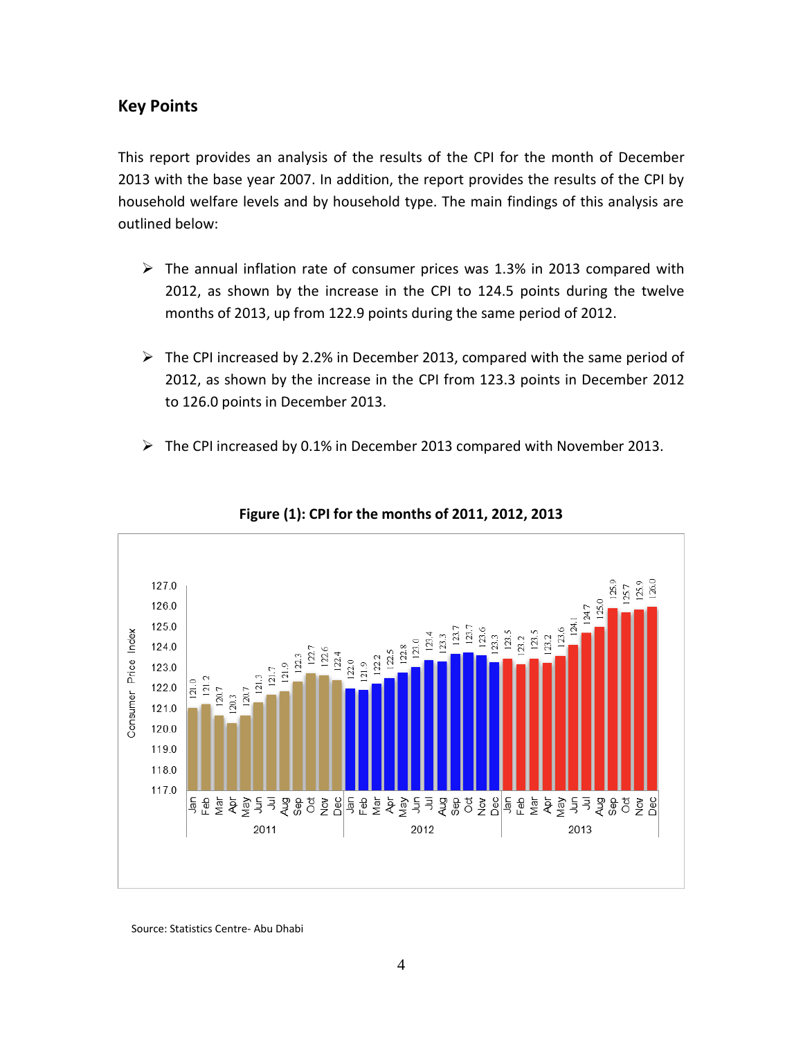## Key Points

This report provides an analysis of the results of the CPI for the month of December 2013 with the base year 2007. In addition, the report provides the results of the CPI by household welfare levels and by household type. The main findings of this analysis are outlined below:

- The annual inflation rate of consumer prices was 1.3% in 2013 compared with 2012, as shown by the increase in the CPI to 124.5 points during the twelve months of 2013, up from 122.9 points during the same period of 2012.
- The CPI increased by 2.2% in December 2013, compared with the same period of 2012, as shown by the increase in the CPI from 123.3 points in December 2012 to 126.0 points in December 2013.
- The CPI increased by 0.1% in December 2013 compared with November 2013.

**Figure (1): CPI for the months of 2011, 2012, 2013**

| Month | 2011 | 2012 | 2013 |
|---|---|---|---|
| Jan | 121.0 | 122.0 | 123.5 |
| Feb | 121.2 | 121.9 | 123.2 |
| Mar | 120.7 | 122.2 | 123.5 |
| Apr | 120.3 | 122.5 | 123.2 |
| May | 120.7 | 122.8 | 123.6 |
| Jun | 121.3 | 123.0 | 124.1 |
| Jul | 121.7 | 123.4 | 124.7 |
| Aug | 121.9 | 123.3 | 125.0 |
| Sep | 122.3 | 123.7 | 125.9 |
| Oct | 122.7 | 123.7 | 125.7 |
| Nov | 122.6 | 123.6 | 125.9 |
| Dec | 122.4 | 123.3 | 126.0 |

Source: Statistics Centre- Abu Dhabi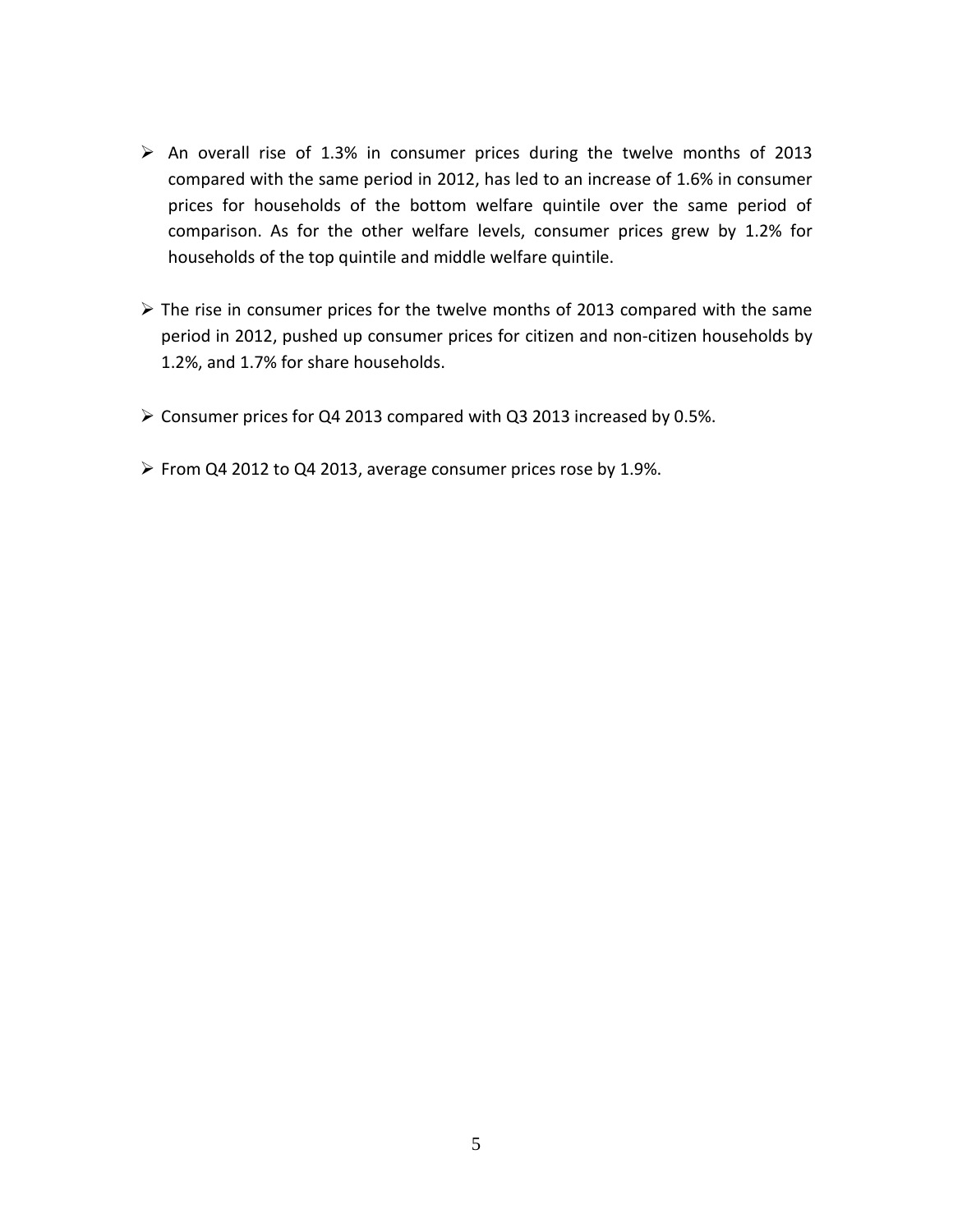- An overall rise of 1.3% in consumer prices during the twelve months of 2013 compared with the same period in 2012, has led to an increase of 1.6% in consumer prices for households of the bottom welfare quintile over the same period of comparison. As for the other welfare levels, consumer prices grew by 1.2% for households of the top quintile and middle welfare quintile.

- The rise in consumer prices for the twelve months of 2013 compared with the same period in 2012, pushed up consumer prices for citizen and non-citizen households by 1.2%, and 1.7% for share households.

- Consumer prices for Q4 2013 compared with Q3 2013 increased by 0.5%.

- From Q4 2012 to Q4 2013, average consumer prices rose by 1.9%.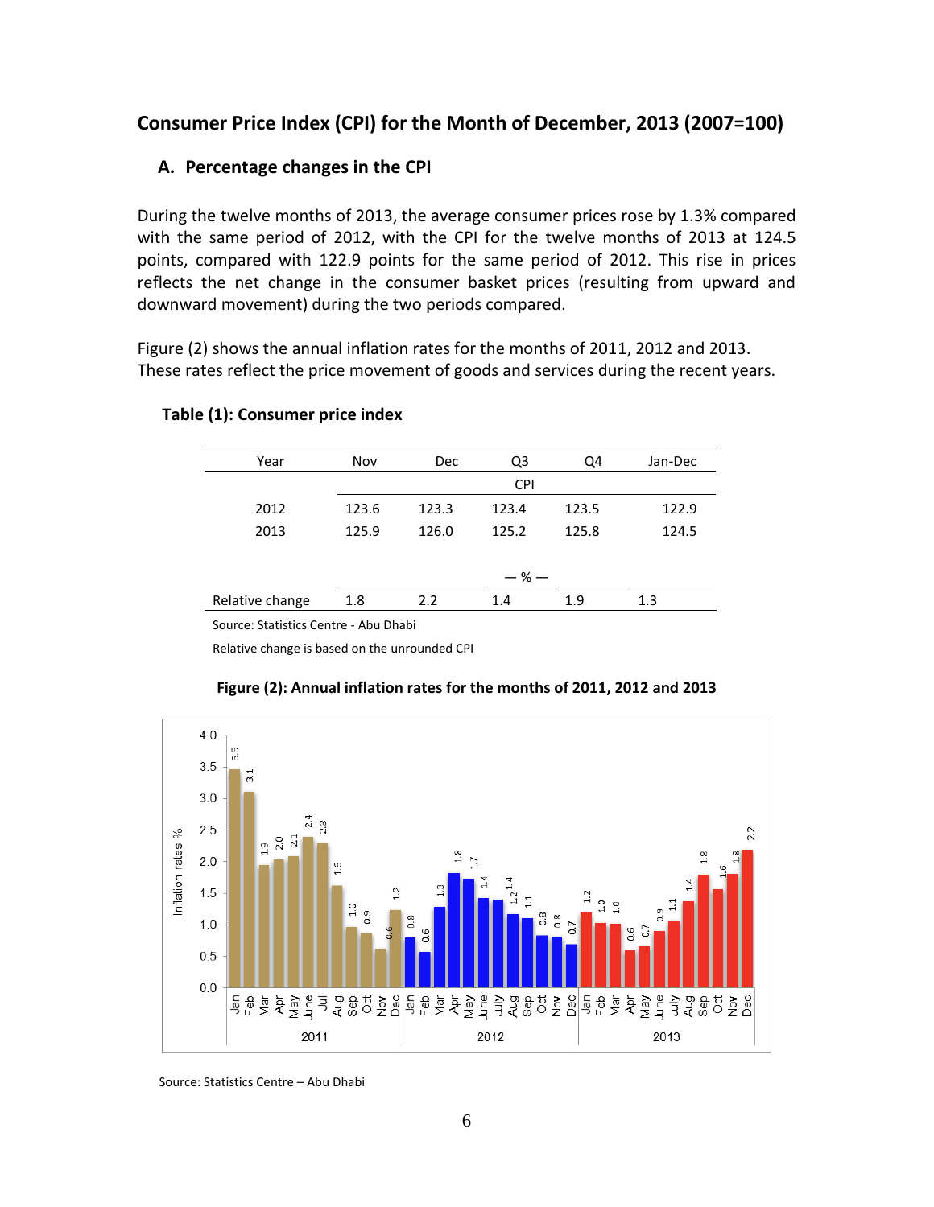## Consumer Price Index (CPI) for the Month of December, 2013 (2007=100)

### A. Percentage changes in the CPI

During the twelve months of 2013, the average consumer prices rose by 1.3% compared with the same period of 2012, with the CPI for the twelve months of 2013 at 124.5 points, compared with 122.9 points for the same period of 2012. This rise in prices reflects the net change in the consumer basket prices (resulting from upward and downward movement) during the two periods compared.

Figure (2) shows the annual inflation rates for the months of 2011, 2012 and 2013. These rates reflect the price movement of goods and services during the recent years.

**Table (1): Consumer price index**

| Year | Nov | Dec | Q3 | Q4 | Jan-Dec |
|---|---|---|---|---|---|
| | | | CPI | | |
| 2012 | 123.6 | 123.3 | 123.4 | 123.5 | 122.9 |
| 2013 | 125.9 | 126.0 | 125.2 | 125.8 | 124.5 |
| | | | — % — | | |
| Relative change | 1.8 | 2.2 | 1.4 | 1.9 | 1.3 |

Source: Statistics Centre - Abu Dhabi

Relative change is based on the unrounded CPI

**Figure (2): Annual inflation rates for the months of 2011, 2012 and 2013**

Source: Statistics Centre – Abu Dhabi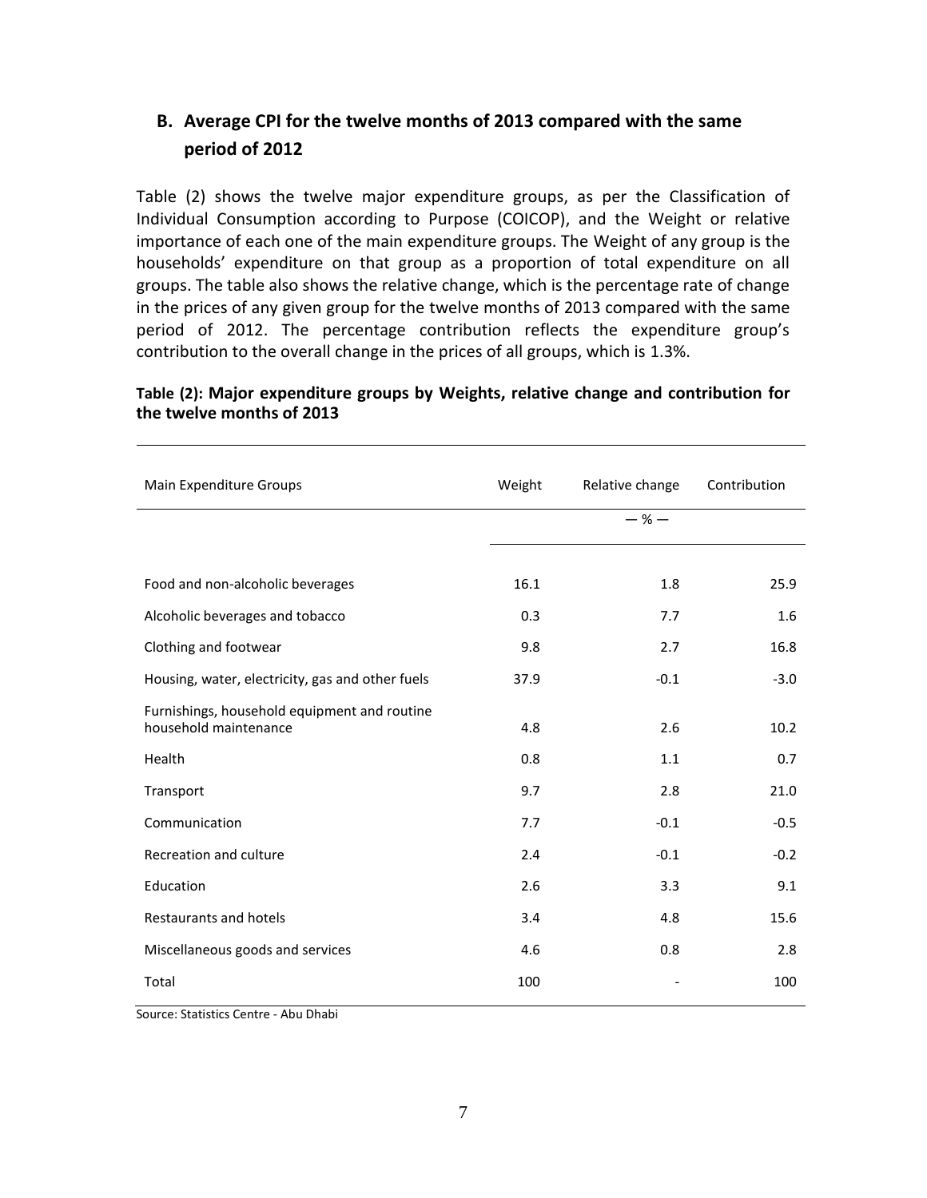## B. Average CPI for the twelve months of 2013 compared with the same period of 2012

Table (2) shows the twelve major expenditure groups, as per the Classification of Individual Consumption according to Purpose (COICOP), and the Weight or relative importance of each one of the main expenditure groups. The Weight of any group is the households' expenditure on that group as a proportion of total expenditure on all groups. The table also shows the relative change, which is the percentage rate of change in the prices of any given group for the twelve months of 2013 compared with the same period of 2012. The percentage contribution reflects the expenditure group's contribution to the overall change in the prices of all groups, which is 1.3%.

**Table (2): Major expenditure groups by Weights, relative change and contribution for the twelve months of 2013**

| Main Expenditure Groups | Weight | Relative change | Contribution |
|---|---|---|---|
| | | — % — | |
| Food and non-alcoholic beverages | 16.1 | 1.8 | 25.9 |
| Alcoholic beverages and tobacco | 0.3 | 7.7 | 1.6 |
| Clothing and footwear | 9.8 | 2.7 | 16.8 |
| Housing, water, electricity, gas and other fuels | 37.9 | -0.1 | -3.0 |
| Furnishings, household equipment and routine household maintenance | 4.8 | 2.6 | 10.2 |
| Health | 0.8 | 1.1 | 0.7 |
| Transport | 9.7 | 2.8 | 21.0 |
| Communication | 7.7 | -0.1 | -0.5 |
| Recreation and culture | 2.4 | -0.1 | -0.2 |
| Education | 2.6 | 3.3 | 9.1 |
| Restaurants and hotels | 3.4 | 4.8 | 15.6 |
| Miscellaneous goods and services | 4.6 | 0.8 | 2.8 |
| Total | 100 | - | 100 |

Source: Statistics Centre - Abu Dhabi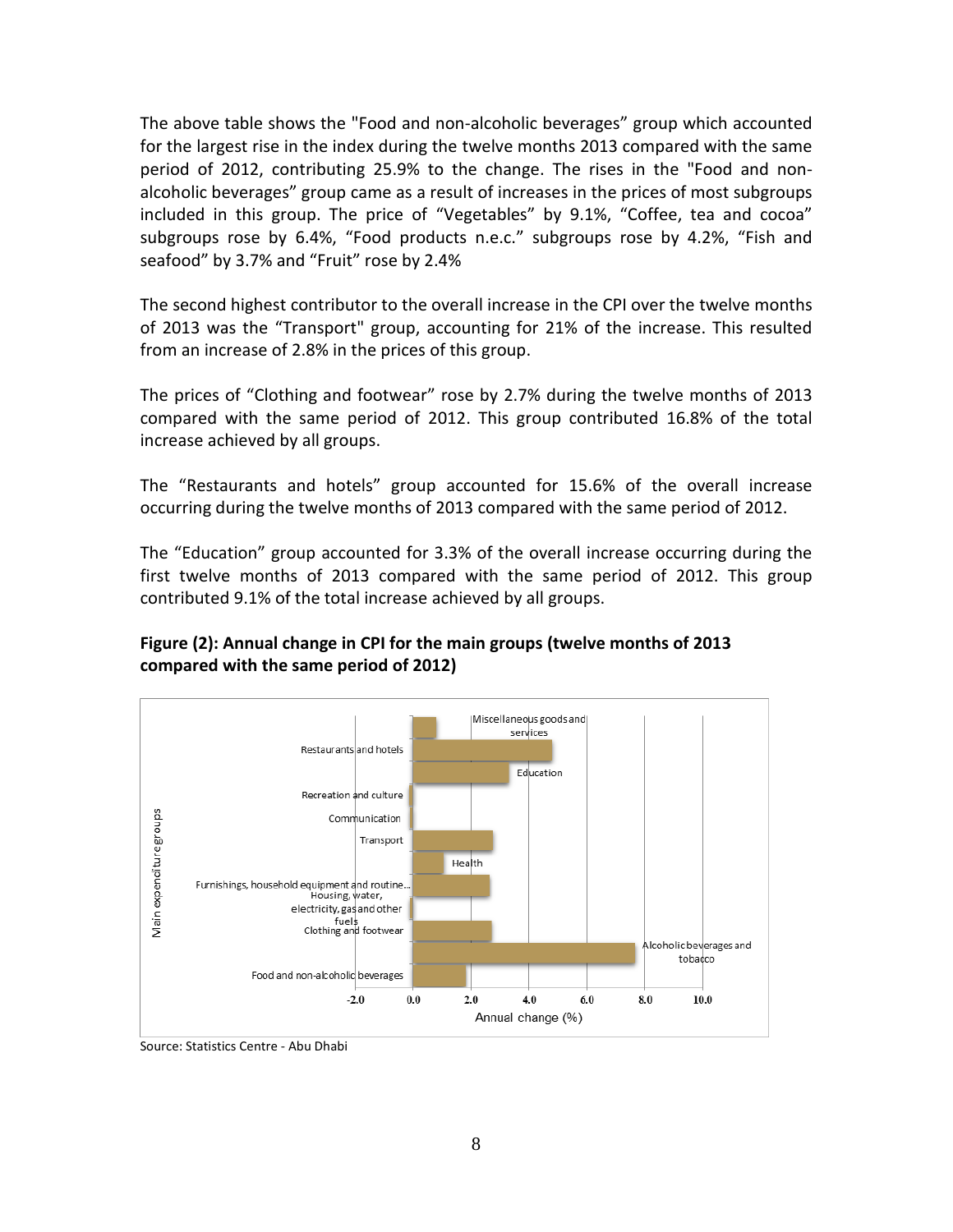The above table shows the "Food and non-alcoholic beverages" group which accounted for the largest rise in the index during the twelve months 2013 compared with the same period of 2012, contributing 25.9% to the change. The rises in the "Food and non-alcoholic beverages" group came as a result of increases in the prices of most subgroups included in this group. The price of "Vegetables" by 9.1%, "Coffee, tea and cocoa" subgroups rose by 6.4%, "Food products n.e.c." subgroups rose by 4.2%, "Fish and seafood" by 3.7% and "Fruit" rose by 2.4%

The second highest contributor to the overall increase in the CPI over the twelve months of 2013 was the "Transport" group, accounting for 21% of the increase. This resulted from an increase of 2.8% in the prices of this group.

The prices of "Clothing and footwear" rose by 2.7% during the twelve months of 2013 compared with the same period of 2012. This group contributed 16.8% of the total increase achieved by all groups.

The "Restaurants and hotels" group accounted for 15.6% of the overall increase occurring during the twelve months of 2013 compared with the same period of 2012.

The "Education" group accounted for 3.3% of the overall increase occurring during the first twelve months of 2013 compared with the same period of 2012. This group contributed 9.1% of the total increase achieved by all groups.

**Figure (2): Annual change in CPI for the main groups (twelve months of 2013 compared with the same period of 2012)**

Source: Statistics Centre - Abu Dhabi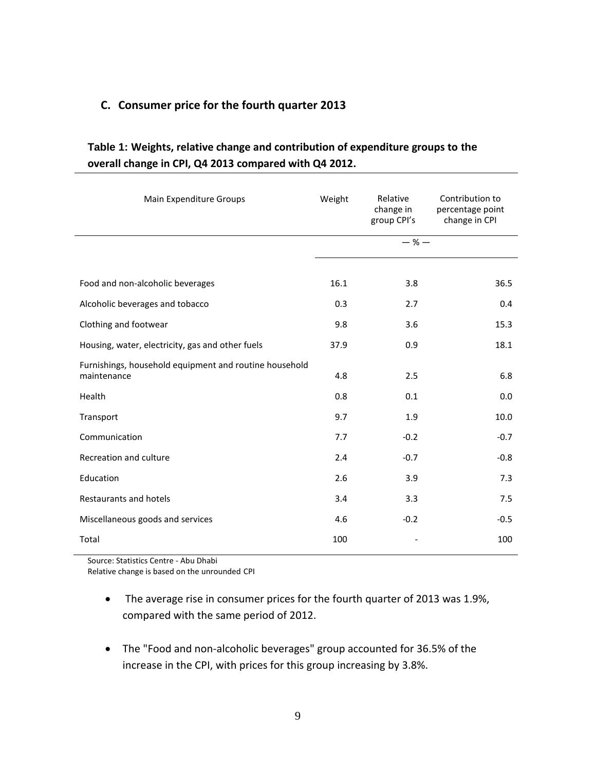## C. Consumer price for the fourth quarter 2013

**Table 1: Weights, relative change and contribution of expenditure groups to the overall change in CPI, Q4 2013 compared with Q4 2012.**

| Main Expenditure Groups | Weight | Relative change in group CPI's | Contribution to percentage point change in CPI |
|---|---|---|---|
| | — % — | | |
| Food and non-alcoholic beverages | 16.1 | 3.8 | 36.5 |
| Alcoholic beverages and tobacco | 0.3 | 2.7 | 0.4 |
| Clothing and footwear | 9.8 | 3.6 | 15.3 |
| Housing, water, electricity, gas and other fuels | 37.9 | 0.9 | 18.1 |
| Furnishings, household equipment and routine household maintenance | 4.8 | 2.5 | 6.8 |
| Health | 0.8 | 0.1 | 0.0 |
| Transport | 9.7 | 1.9 | 10.0 |
| Communication | 7.7 | -0.2 | -0.7 |
| Recreation and culture | 2.4 | -0.7 | -0.8 |
| Education | 2.6 | 3.9 | 7.3 |
| Restaurants and hotels | 3.4 | 3.3 | 7.5 |
| Miscellaneous goods and services | 4.6 | -0.2 | -0.5 |
| Total | 100 | - | 100 |

Source: Statistics Centre - Abu Dhabi
Relative change is based on the unrounded CPI

- The average rise in consumer prices for the fourth quarter of 2013 was 1.9%, compared with the same period of 2012.
- The "Food and non-alcoholic beverages" group accounted for 36.5% of the increase in the CPI, with prices for this group increasing by 3.8%.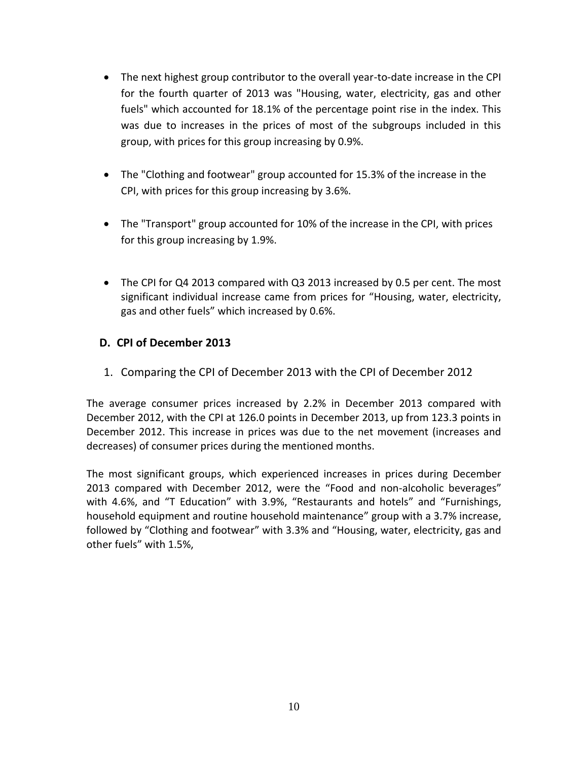- The next highest group contributor to the overall year-to-date increase in the CPI for the fourth quarter of 2013 was "Housing, water, electricity, gas and other fuels" which accounted for 18.1% of the percentage point rise in the index. This was due to increases in the prices of most of the subgroups included in this group, with prices for this group increasing by 0.9%.

- The "Clothing and footwear" group accounted for 15.3% of the increase in the CPI, with prices for this group increasing by 3.6%.

- The "Transport" group accounted for 10% of the increase in the CPI, with prices for this group increasing by 1.9%.

- The CPI for Q4 2013 compared with Q3 2013 increased by 0.5 per cent. The most significant individual increase came from prices for "Housing, water, electricity, gas and other fuels" which increased by 0.6%.

## D. CPI of December 2013

1. Comparing the CPI of December 2013 with the CPI of December 2012

The average consumer prices increased by 2.2% in December 2013 compared with December 2012, with the CPI at 126.0 points in December 2013, up from 123.3 points in December 2012. This increase in prices was due to the net movement (increases and decreases) of consumer prices during the mentioned months.

The most significant groups, which experienced increases in prices during December 2013 compared with December 2012, were the "Food and non-alcoholic beverages" with 4.6%, and "T Education" with 3.9%, "Restaurants and hotels" and "Furnishings, household equipment and routine household maintenance" group with a 3.7% increase, followed by "Clothing and footwear" with 3.3% and "Housing, water, electricity, gas and other fuels" with 1.5%,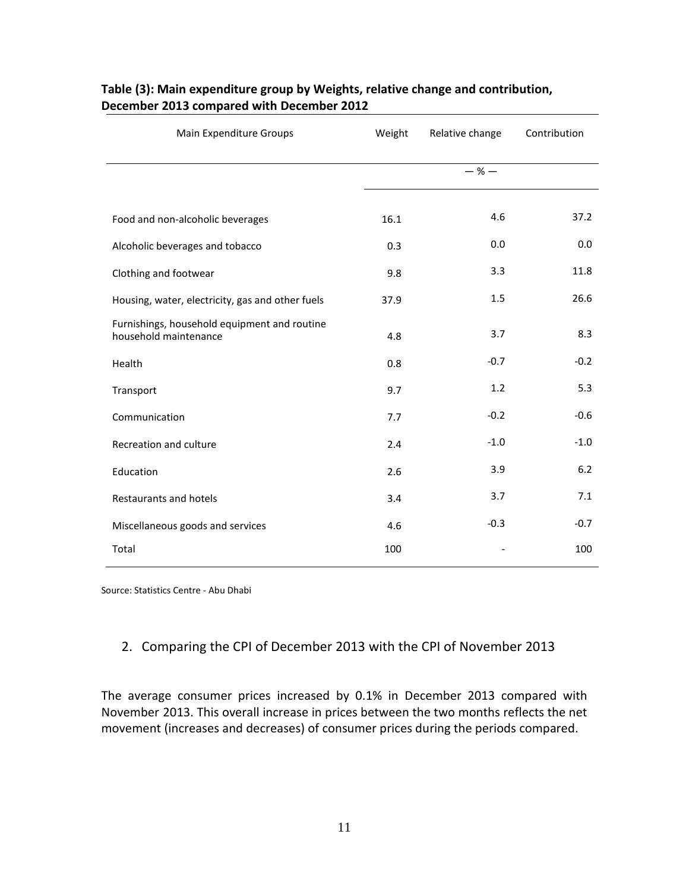**Table (3): Main expenditure group by Weights, relative change and contribution, December 2013 compared with December 2012**

| Main Expenditure Groups | Weight | Relative change | Contribution |
|---|---|---|---|
| | | — % — | |
| Food and non-alcoholic beverages | 16.1 | 4.6 | 37.2 |
| Alcoholic beverages and tobacco | 0.3 | 0.0 | 0.0 |
| Clothing and footwear | 9.8 | 3.3 | 11.8 |
| Housing, water, electricity, gas and other fuels | 37.9 | 1.5 | 26.6 |
| Furnishings, household equipment and routine household maintenance | 4.8 | 3.7 | 8.3 |
| Health | 0.8 | -0.7 | -0.2 |
| Transport | 9.7 | 1.2 | 5.3 |
| Communication | 7.7 | -0.2 | -0.6 |
| Recreation and culture | 2.4 | -1.0 | -1.0 |
| Education | 2.6 | 3.9 | 6.2 |
| Restaurants and hotels | 3.4 | 3.7 | 7.1 |
| Miscellaneous goods and services | 4.6 | -0.3 | -0.7 |
| Total | 100 | - | 100 |

Source: Statistics Centre - Abu Dhabi

## 2. Comparing the CPI of December 2013 with the CPI of November 2013

The average consumer prices increased by 0.1% in December 2013 compared with November 2013. This overall increase in prices between the two months reflects the net movement (increases and decreases) of consumer prices during the periods compared.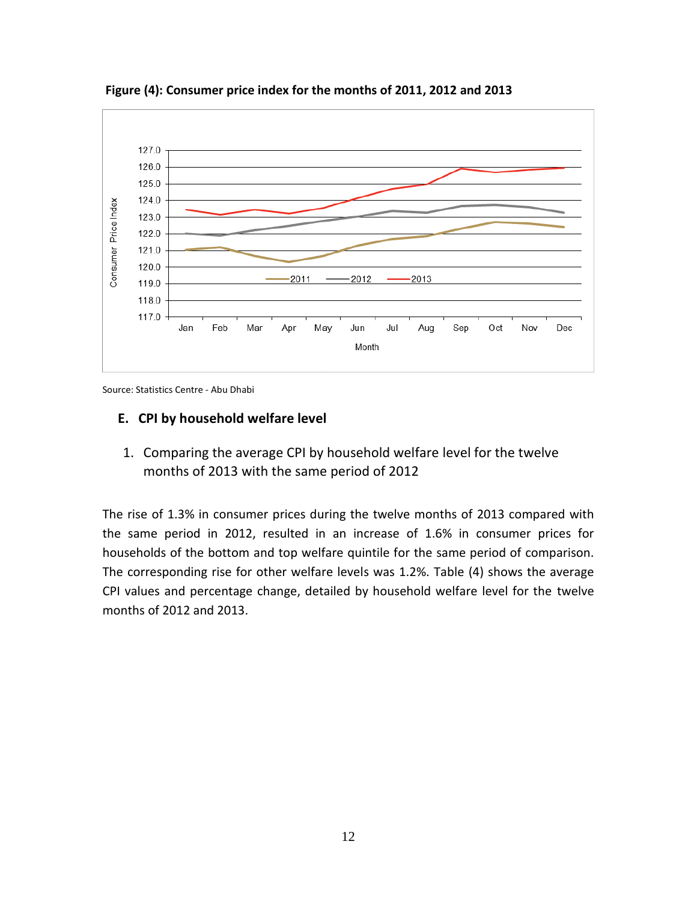**Figure (4): Consumer price index for the months of 2011, 2012 and 2013**

Source: Statistics Centre - Abu Dhabi

### E. CPI by household welfare level

1. Comparing the average CPI by household welfare level for the twelve months of 2013 with the same period of 2012

The rise of 1.3% in consumer prices during the twelve months of 2013 compared with the same period in 2012, resulted in an increase of 1.6% in consumer prices for households of the bottom and top welfare quintile for the same period of comparison. The corresponding rise for other welfare levels was 1.2%. Table (4) shows the average CPI values and percentage change, detailed by household welfare level for the twelve months of 2012 and 2013.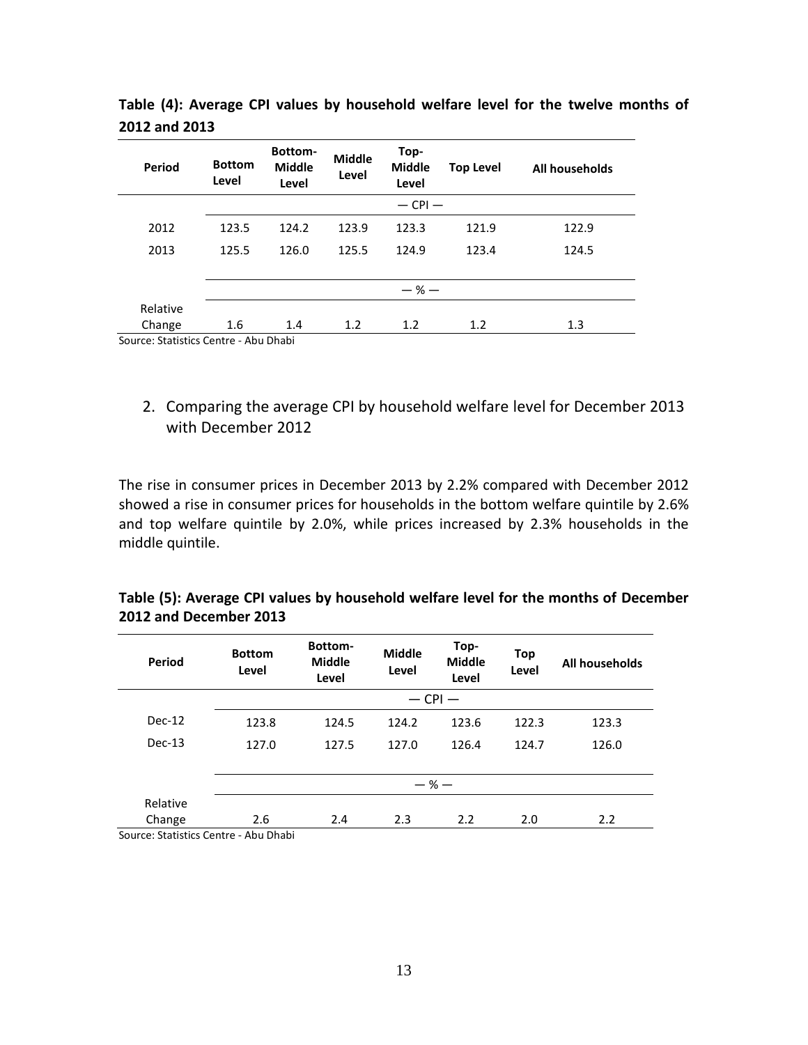**Table (4): Average CPI values by household welfare level for the twelve months of 2012 and 2013**

| Period | Bottom Level | Bottom-Middle Level | Middle Level | Top-Middle Level | Top Level | All households |
|---|---|---|---|---|---|---|
| | — CPI — | | | | | |
| 2012 | 123.5 | 124.2 | 123.9 | 123.3 | 121.9 | 122.9 |
| 2013 | 125.5 | 126.0 | 125.5 | 124.9 | 123.4 | 124.5 |
| | — % — | | | | | |
| Relative Change | 1.6 | 1.4 | 1.2 | 1.2 | 1.2 | 1.3 |

Source: Statistics Centre - Abu Dhabi

2. Comparing the average CPI by household welfare level for December 2013 with December 2012

The rise in consumer prices in December 2013 by 2.2% compared with December 2012 showed a rise in consumer prices for households in the bottom welfare quintile by 2.6% and top welfare quintile by 2.0%, while prices increased by 2.3% households in the middle quintile.

**Table (5): Average CPI values by household welfare level for the months of December 2012 and December 2013**

| Period | Bottom Level | Bottom-Middle Level | Middle Level | Top-Middle Level | Top Level | All households |
|---|---|---|---|---|---|---|
| | — CPI — | | | | | |
| Dec-12 | 123.8 | 124.5 | 124.2 | 123.6 | 122.3 | 123.3 |
| Dec-13 | 127.0 | 127.5 | 127.0 | 126.4 | 124.7 | 126.0 |
| | — % — | | | | | |
| Relative Change | 2.6 | 2.4 | 2.3 | 2.2 | 2.0 | 2.2 |

Source: Statistics Centre - Abu Dhabi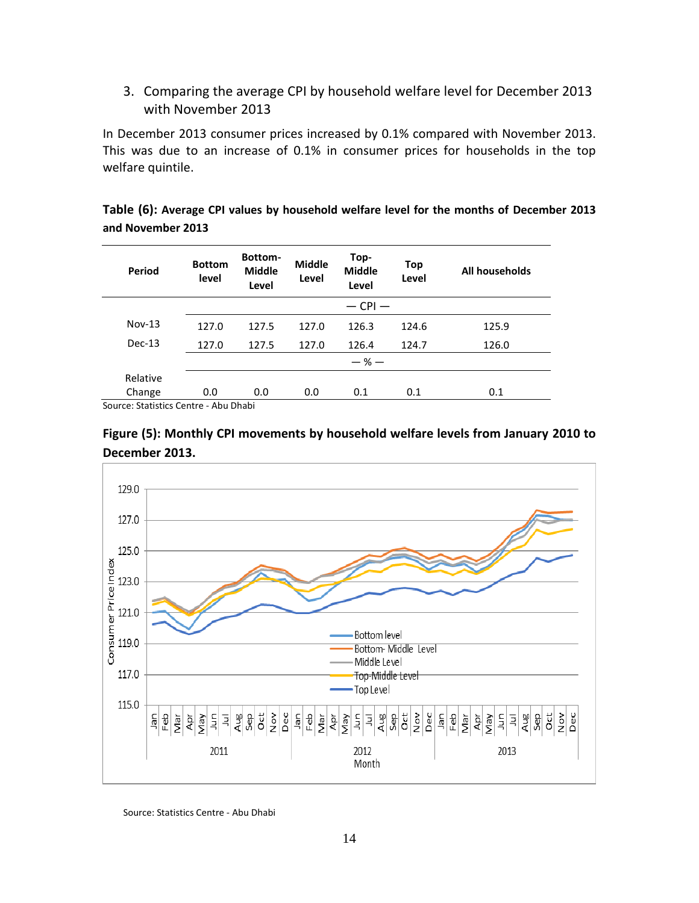## 3. Comparing the average CPI by household welfare level for December 2013 with November 2013

In December 2013 consumer prices increased by 0.1% compared with November 2013. This was due to an increase of 0.1% in consumer prices for households in the top welfare quintile.

**Table (6): Average CPI values by household welfare level for the months of December 2013 and November 2013**

| Period | Bottom level | Bottom-Middle Level | Middle Level | Top-Middle Level | Top Level | All households |
|---|---|---|---|---|---|---|
| | | | | — CPI — | | |
| Nov-13 | 127.0 | 127.5 | 127.0 | 126.3 | 124.6 | 125.9 |
| Dec-13 | 127.0 | 127.5 | 127.0 | 126.4 | 124.7 | 126.0 |
| | | | | — % — | | |
| Relative Change | 0.0 | 0.0 | 0.0 | 0.1 | 0.1 | 0.1 |

Source: Statistics Centre - Abu Dhabi

**Figure (5): Monthly CPI movements by household welfare levels from January 2010 to December 2013.**

Source: Statistics Centre - Abu Dhabi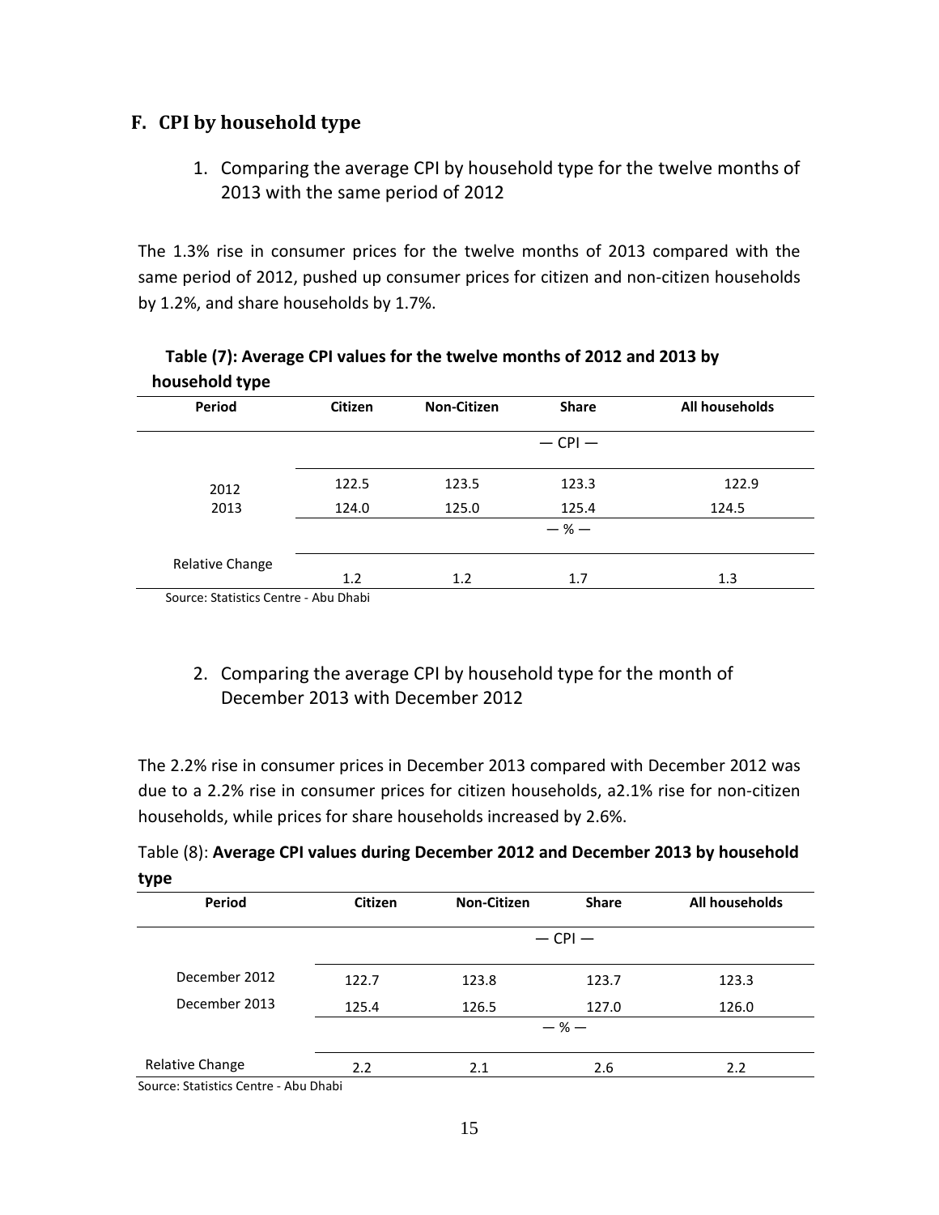## F. CPI by household type

1. Comparing the average CPI by household type for the twelve months of 2013 with the same period of 2012

The 1.3% rise in consumer prices for the twelve months of 2013 compared with the same period of 2012, pushed up consumer prices for citizen and non-citizen households by 1.2%, and share households by 1.7%.

**Table (7): Average CPI values for the twelve months of 2012 and 2013 by household type**

| Period | Citizen | Non-Citizen | Share | All households |
|---|---|---|---|---|
| | — CPI — | | | |
| 2012 | 122.5 | 123.5 | 123.3 | 122.9 |
| 2013 | 124.0 | 125.0 | 125.4 | 124.5 |
| | — % — | | | |
| Relative Change | 1.2 | 1.2 | 1.7 | 1.3 |

Source: Statistics Centre - Abu Dhabi

2. Comparing the average CPI by household type for the month of December 2013 with December 2012

The 2.2% rise in consumer prices in December 2013 compared with December 2012 was due to a 2.2% rise in consumer prices for citizen households, a2.1% rise for non-citizen households, while prices for share households increased by 2.6%.

Table (8): **Average CPI values during December 2012 and December 2013 by household type**

| Period | Citizen | Non-Citizen | Share | All households |
|---|---|---|---|---|
| | — CPI — | | | |
| December 2012 | 122.7 | 123.8 | 123.7 | 123.3 |
| December 2013 | 125.4 | 126.5 | 127.0 | 126.0 |
| | — % — | | | |
| Relative Change | 2.2 | 2.1 | 2.6 | 2.2 |

Source: Statistics Centre - Abu Dhabi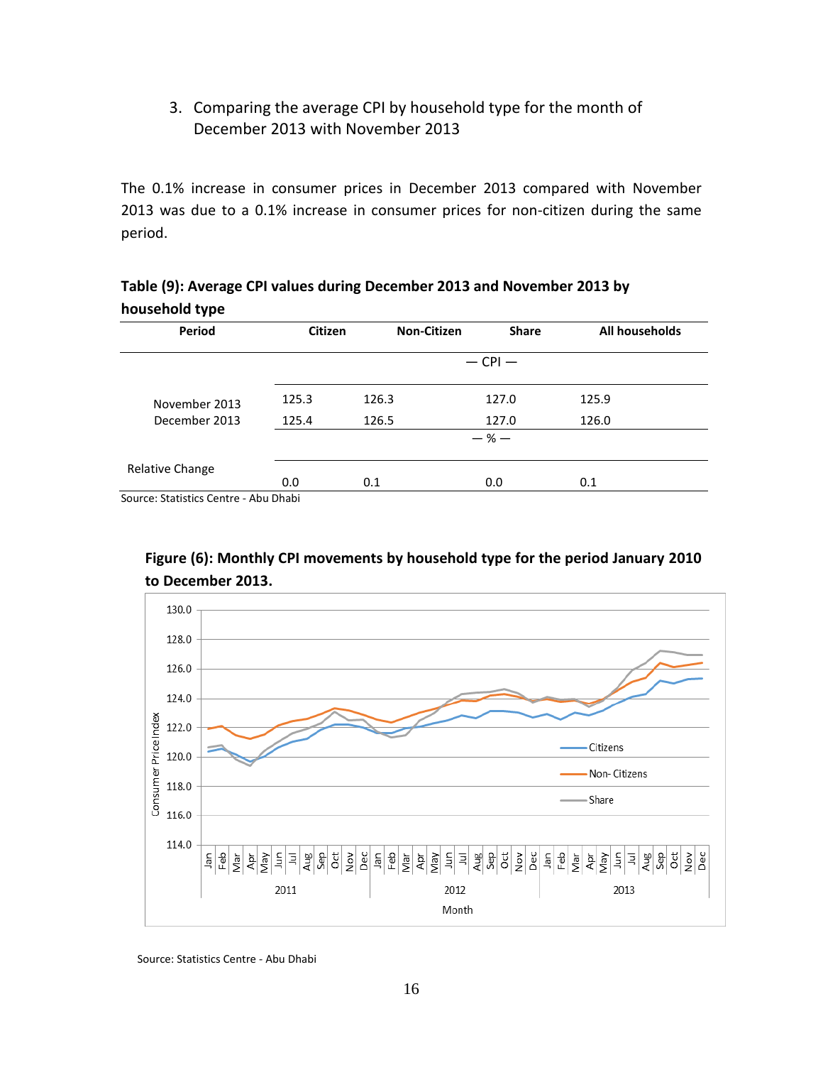3. Comparing the average CPI by household type for the month of December 2013 with November 2013

The 0.1% increase in consumer prices in December 2013 compared with November 2013 was due to a 0.1% increase in consumer prices for non-citizen during the same period.

**Table (9): Average CPI values during December 2013 and November 2013 by household type**

| Period | Citizen | Non-Citizen | Share | All households |
|---|---|---|---|---|
| | | | — CPI — | |
| November 2013 | 125.3 | 126.3 | 127.0 | 125.9 |
| December 2013 | 125.4 | 126.5 | 127.0 | 126.0 |
| | | | — % — | |
| Relative Change | 0.0 | 0.1 | 0.0 | 0.1 |

Source: Statistics Centre - Abu Dhabi

**Figure (6): Monthly CPI movements by household type for the period January 2010 to December 2013.**

Source: Statistics Centre - Abu Dhabi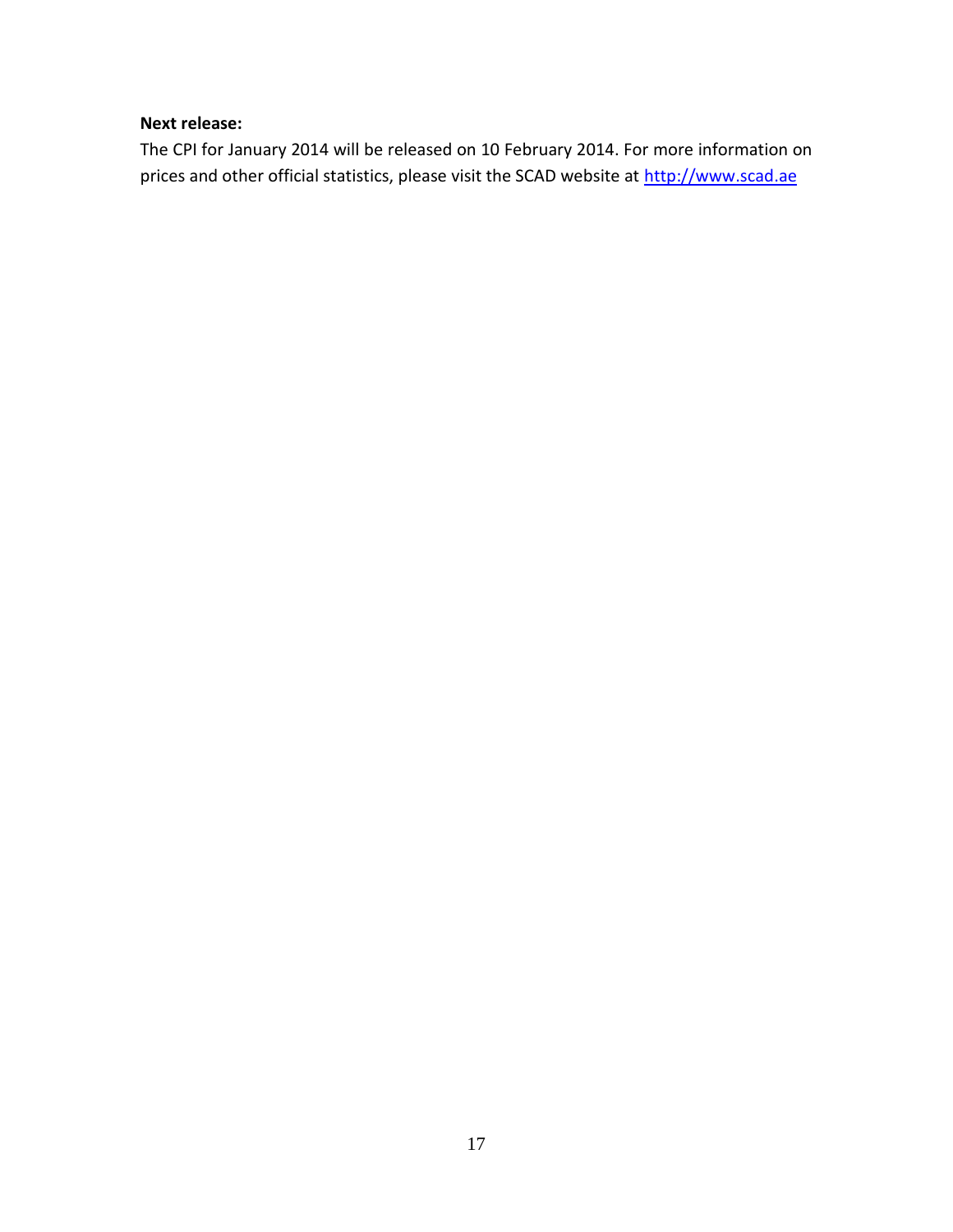**Next release:**

The CPI for January 2014 will be released on 10 February 2014. For more information on prices and other official statistics, please visit the SCAD website at [http://www.scad.ae](http://www.scad.ae)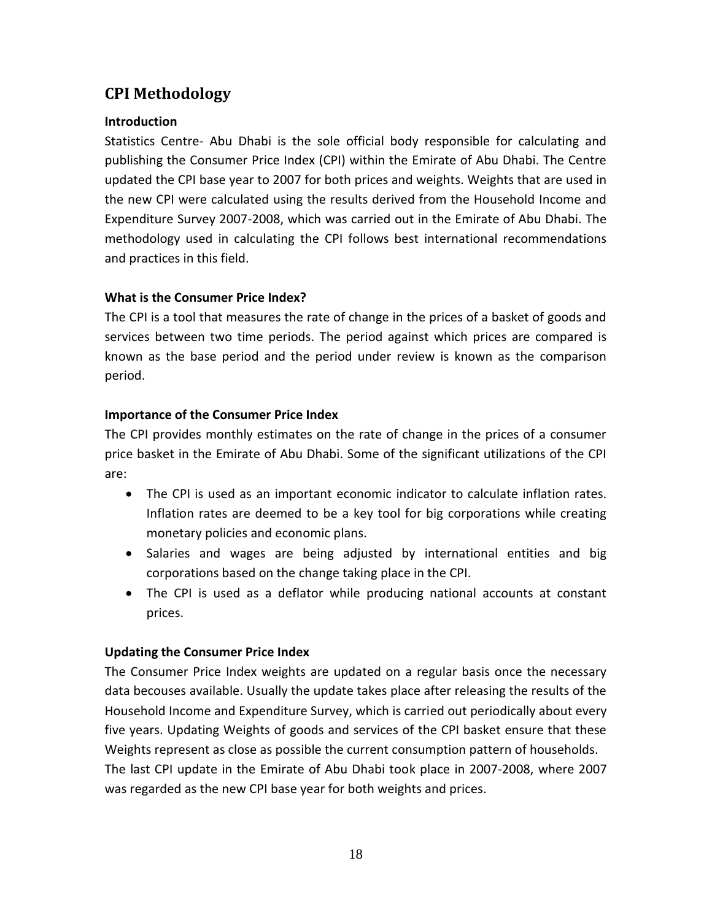# CPI Methodology

### Introduction

Statistics Centre- Abu Dhabi is the sole official body responsible for calculating and publishing the Consumer Price Index (CPI) within the Emirate of Abu Dhabi. The Centre updated the CPI base year to 2007 for both prices and weights. Weights that are used in the new CPI were calculated using the results derived from the Household Income and Expenditure Survey 2007-2008, which was carried out in the Emirate of Abu Dhabi. The methodology used in calculating the CPI follows best international recommendations and practices in this field.

### What is the Consumer Price Index?

The CPI is a tool that measures the rate of change in the prices of a basket of goods and services between two time periods. The period against which prices are compared is known as the base period and the period under review is known as the comparison period.

### Importance of the Consumer Price Index

The CPI provides monthly estimates on the rate of change in the prices of a consumer price basket in the Emirate of Abu Dhabi. Some of the significant utilizations of the CPI are:

- The CPI is used as an important economic indicator to calculate inflation rates. Inflation rates are deemed to be a key tool for big corporations while creating monetary policies and economic plans.
- Salaries and wages are being adjusted by international entities and big corporations based on the change taking place in the CPI.
- The CPI is used as a deflator while producing national accounts at constant prices.

### Updating the Consumer Price Index

The Consumer Price Index weights are updated on a regular basis once the necessary data becouses available. Usually the update takes place after releasing the results of the Household Income and Expenditure Survey, which is carried out periodically about every five years. Updating Weights of goods and services of the CPI basket ensure that these Weights represent as close as possible the current consumption pattern of households.

The last CPI update in the Emirate of Abu Dhabi took place in 2007-2008, where 2007 was regarded as the new CPI base year for both weights and prices.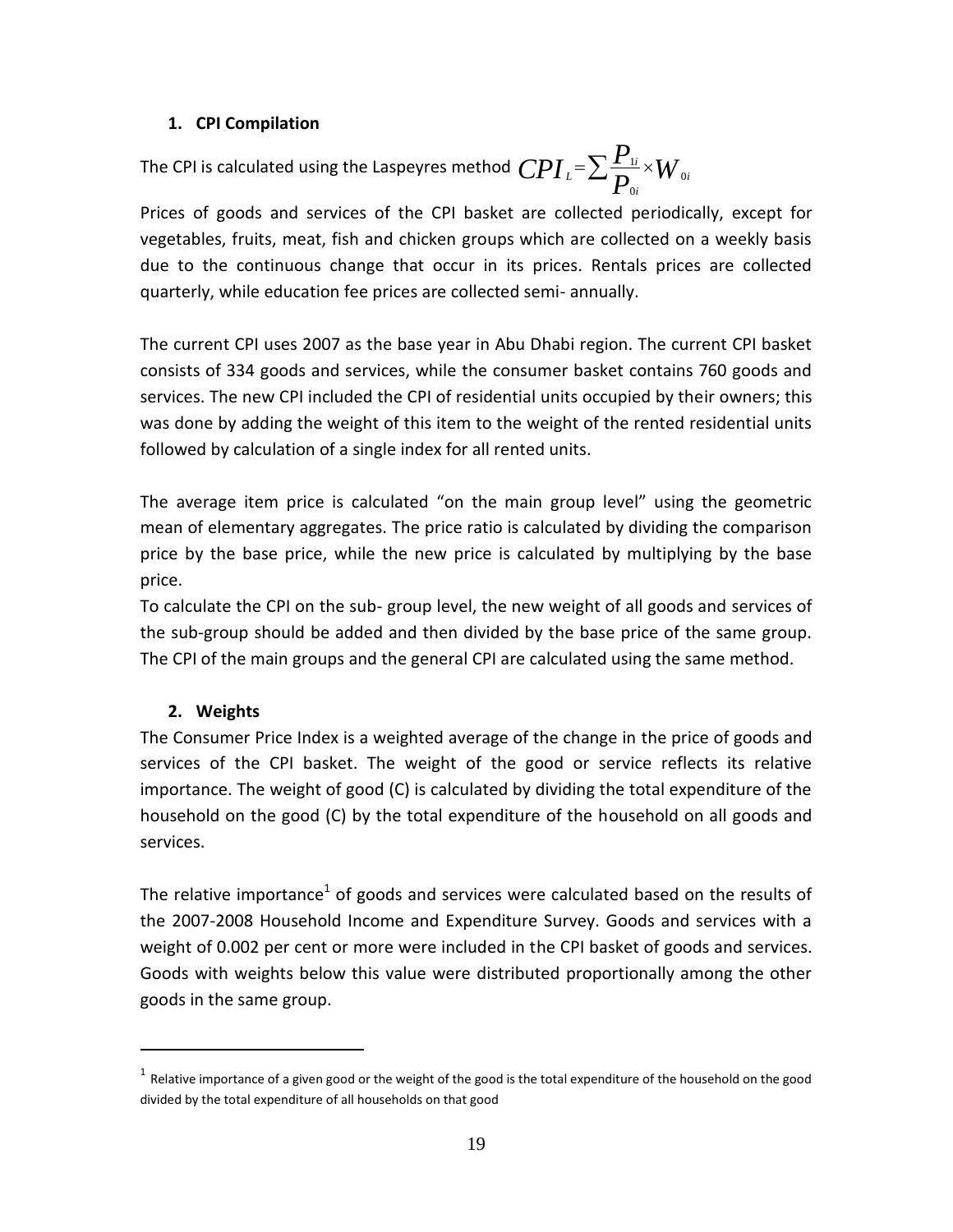## 1. CPI Compilation

The CPI is calculated using the Laspeyres method $CPI_L = \sum \frac{P_{1i}}{P_{0i}} \times W_{0i}$

Prices of goods and services of the CPI basket are collected periodically, except for vegetables, fruits, meat, fish and chicken groups which are collected on a weekly basis due to the continuous change that occur in its prices. Rentals prices are collected quarterly, while education fee prices are collected semi- annually.

The current CPI uses 2007 as the base year in Abu Dhabi region. The current CPI basket consists of 334 goods and services, while the consumer basket contains 760 goods and services. The new CPI included the CPI of residential units occupied by their owners; this was done by adding the weight of this item to the weight of the rented residential units followed by calculation of a single index for all rented units.

The average item price is calculated "on the main group level" using the geometric mean of elementary aggregates. The price ratio is calculated by dividing the comparison price by the base price, while the new price is calculated by multiplying by the base price.

To calculate the CPI on the sub- group level, the new weight of all goods and services of the sub-group should be added and then divided by the base price of the same group. The CPI of the main groups and the general CPI are calculated using the same method.

## 2. Weights

The Consumer Price Index is a weighted average of the change in the price of goods and services of the CPI basket. The weight of the good or service reflects its relative importance. The weight of good (C) is calculated by dividing the total expenditure of the household on the good (C) by the total expenditure of the household on all goods and services.

The relative importance[1] of goods and services were calculated based on the results of the 2007-2008 Household Income and Expenditure Survey. Goods and services with a weight of 0.002 per cent or more were included in the CPI basket of goods and services. Goods with weights below this value were distributed proportionally among the other goods in the same group.

---

[1] Relative importance of a given good or the weight of the good is the total expenditure of the household on the good divided by the total expenditure of all households on that good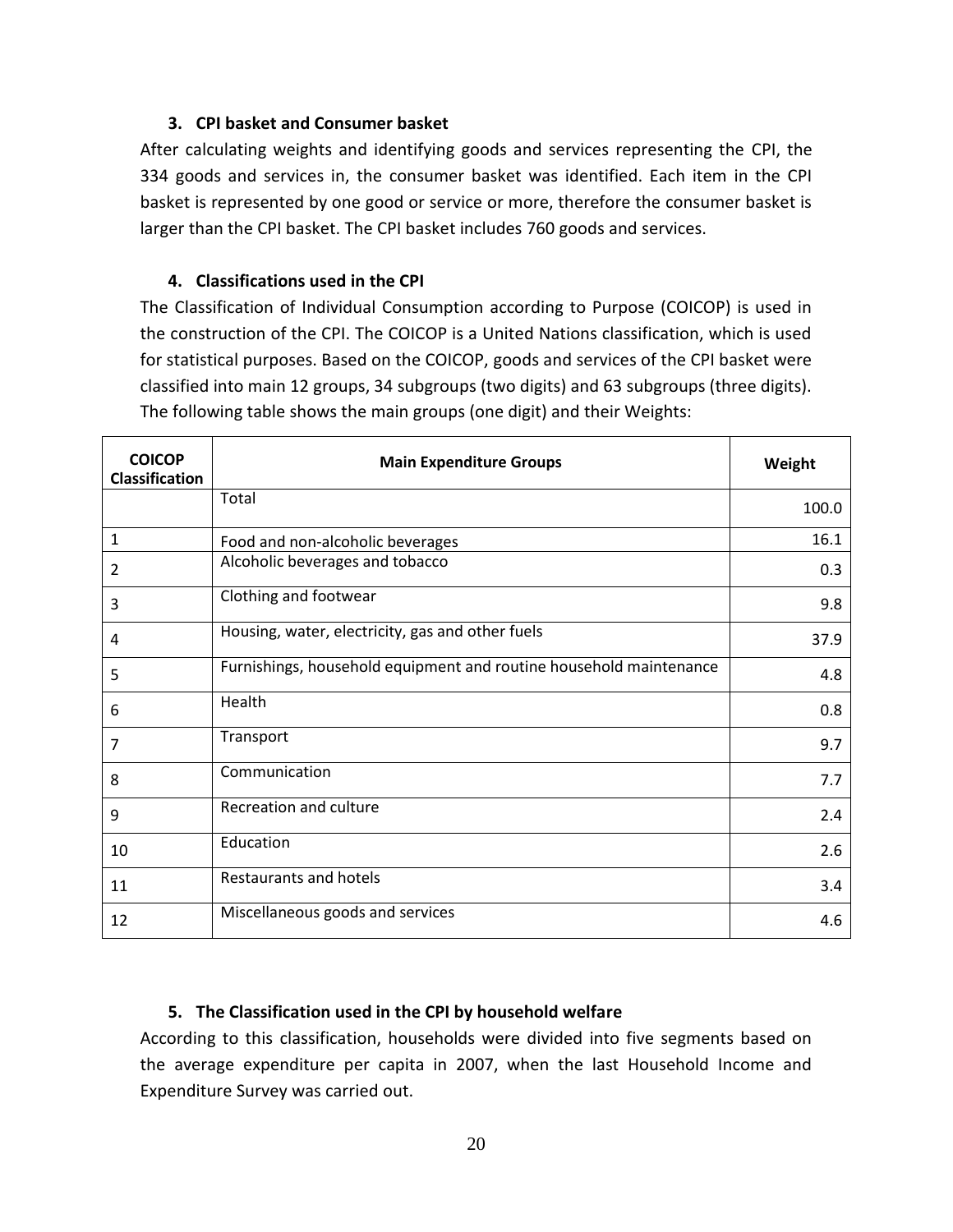### 3. CPI basket and Consumer basket

After calculating weights and identifying goods and services representing the CPI, the 334 goods and services in, the consumer basket was identified. Each item in the CPI basket is represented by one good or service or more, therefore the consumer basket is larger than the CPI basket. The CPI basket includes 760 goods and services.

### 4. Classifications used in the CPI

The Classification of Individual Consumption according to Purpose (COICOP) is used in the construction of the CPI. The COICOP is a United Nations classification, which is used for statistical purposes. Based on the COICOP, goods and services of the CPI basket were classified into main 12 groups, 34 subgroups (two digits) and 63 subgroups (three digits). The following table shows the main groups (one digit) and their Weights:

| COICOP Classification | Main Expenditure Groups | Weight |
|---|---|---|
| | Total | 100.0 |
| 1 | Food and non-alcoholic beverages | 16.1 |
| 2 | Alcoholic beverages and tobacco | 0.3 |
| 3 | Clothing and footwear | 9.8 |
| 4 | Housing, water, electricity, gas and other fuels | 37.9 |
| 5 | Furnishings, household equipment and routine household maintenance | 4.8 |
| 6 | Health | 0.8 |
| 7 | Transport | 9.7 |
| 8 | Communication | 7.7 |
| 9 | Recreation and culture | 2.4 |
| 10 | Education | 2.6 |
| 11 | Restaurants and hotels | 3.4 |
| 12 | Miscellaneous goods and services | 4.6 |

### 5. The Classification used in the CPI by household welfare

According to this classification, households were divided into five segments based on the average expenditure per capita in 2007, when the last Household Income and Expenditure Survey was carried out.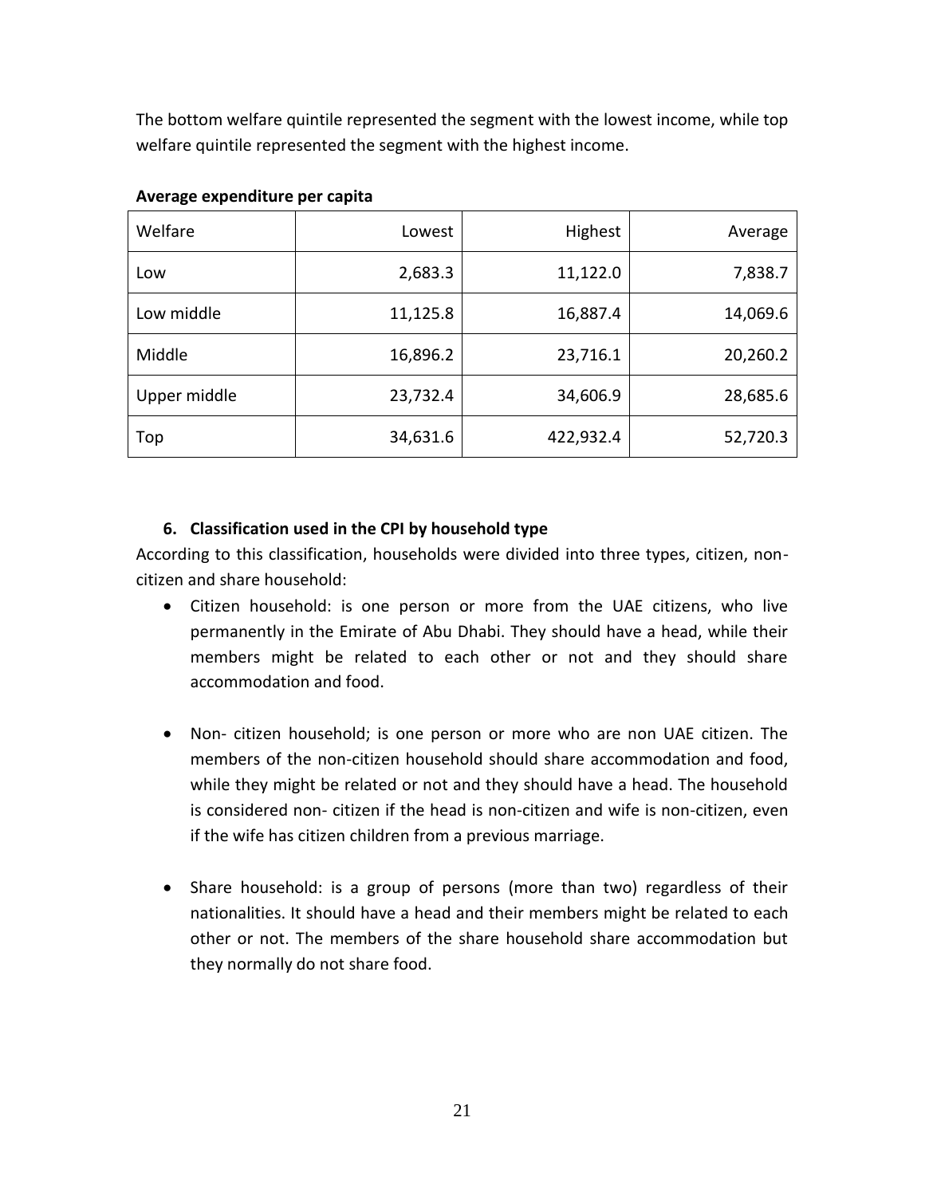The bottom welfare quintile represented the segment with the lowest income, while top welfare quintile represented the segment with the highest income.

**Average expenditure per capita**

| Welfare | Lowest | Highest | Average |
|---|---|---|---|
| Low | 2,683.3 | 11,122.0 | 7,838.7 |
| Low middle | 11,125.8 | 16,887.4 | 14,069.6 |
| Middle | 16,896.2 | 23,716.1 | 20,260.2 |
| Upper middle | 23,732.4 | 34,606.9 | 28,685.6 |
| Top | 34,631.6 | 422,932.4 | 52,720.3 |

## 6. Classification used in the CPI by household type

According to this classification, households were divided into three types, citizen, non-citizen and share household:

- Citizen household: is one person or more from the UAE citizens, who live permanently in the Emirate of Abu Dhabi. They should have a head, while their members might be related to each other or not and they should share accommodation and food.

- Non- citizen household; is one person or more who are non UAE citizen. The members of the non-citizen household should share accommodation and food, while they might be related or not and they should have a head. The household is considered non- citizen if the head is non-citizen and wife is non-citizen, even if the wife has citizen children from a previous marriage.

- Share household: is a group of persons (more than two) regardless of their nationalities. It should have a head and their members might be related to each other or not. The members of the share household share accommodation but they normally do not share food.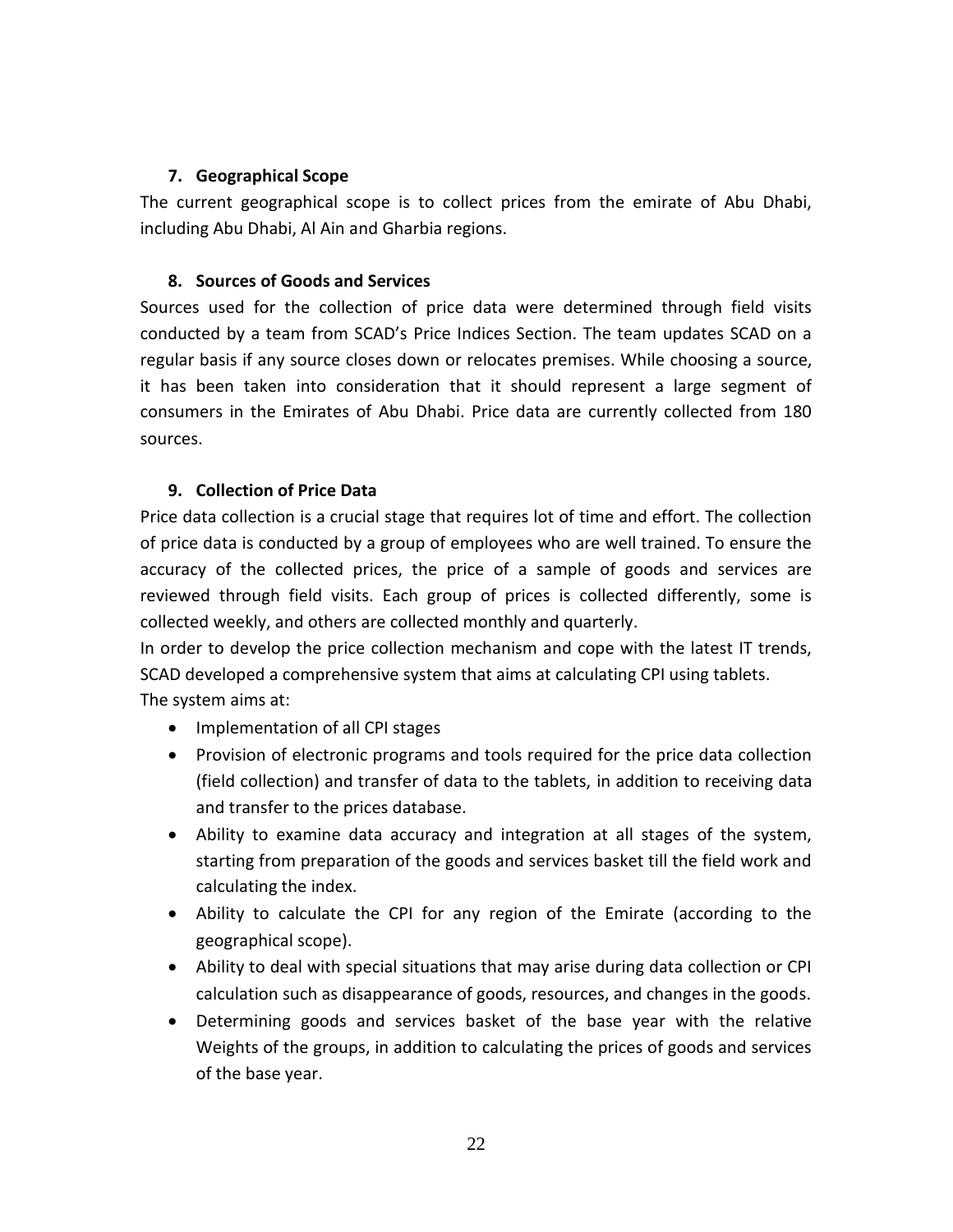### 7. Geographical Scope

The current geographical scope is to collect prices from the emirate of Abu Dhabi, including Abu Dhabi, Al Ain and Gharbia regions.

### 8. Sources of Goods and Services

Sources used for the collection of price data were determined through field visits conducted by a team from SCAD's Price Indices Section. The team updates SCAD on a regular basis if any source closes down or relocates premises. While choosing a source, it has been taken into consideration that it should represent a large segment of consumers in the Emirates of Abu Dhabi. Price data are currently collected from 180 sources.

### 9. Collection of Price Data

Price data collection is a crucial stage that requires lot of time and effort. The collection of price data is conducted by a group of employees who are well trained. To ensure the accuracy of the collected prices, the price of a sample of goods and services are reviewed through field visits. Each group of prices is collected differently, some is collected weekly, and others are collected monthly and quarterly.

In order to develop the price collection mechanism and cope with the latest IT trends, SCAD developed a comprehensive system that aims at calculating CPI using tablets.

The system aims at:

- Implementation of all CPI stages
- Provision of electronic programs and tools required for the price data collection (field collection) and transfer of data to the tablets, in addition to receiving data and transfer to the prices database.
- Ability to examine data accuracy and integration at all stages of the system, starting from preparation of the goods and services basket till the field work and calculating the index.
- Ability to calculate the CPI for any region of the Emirate (according to the geographical scope).
- Ability to deal with special situations that may arise during data collection or CPI calculation such as disappearance of goods, resources, and changes in the goods.
- Determining goods and services basket of the base year with the relative Weights of the groups, in addition to calculating the prices of goods and services of the base year.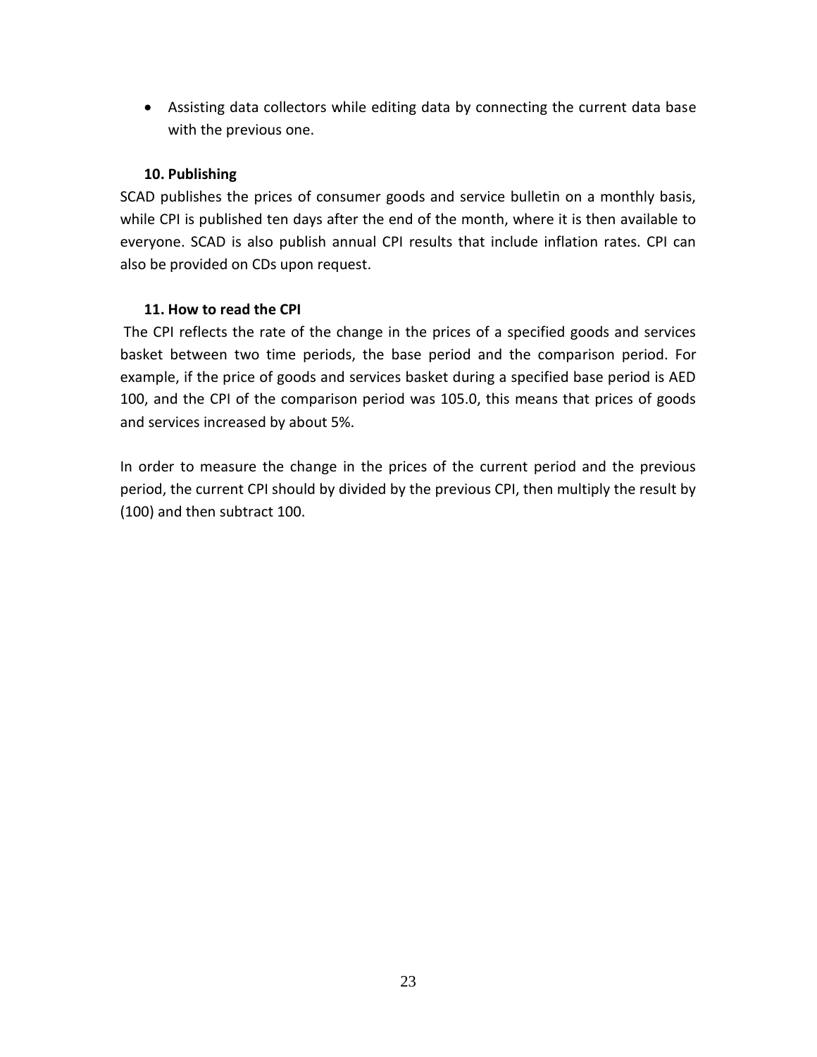- Assisting data collectors while editing data by connecting the current data base with the previous one.

### 10. Publishing

SCAD publishes the prices of consumer goods and service bulletin on a monthly basis, while CPI is published ten days after the end of the month, where it is then available to everyone. SCAD is also publish annual CPI results that include inflation rates. CPI can also be provided on CDs upon request.

### 11. How to read the CPI

The CPI reflects the rate of the change in the prices of a specified goods and services basket between two time periods, the base period and the comparison period. For example, if the price of goods and services basket during a specified base period is AED 100, and the CPI of the comparison period was 105.0, this means that prices of goods and services increased by about 5%.

In order to measure the change in the prices of the current period and the previous period, the current CPI should by divided by the previous CPI, then multiply the result by (100) and then subtract 100.